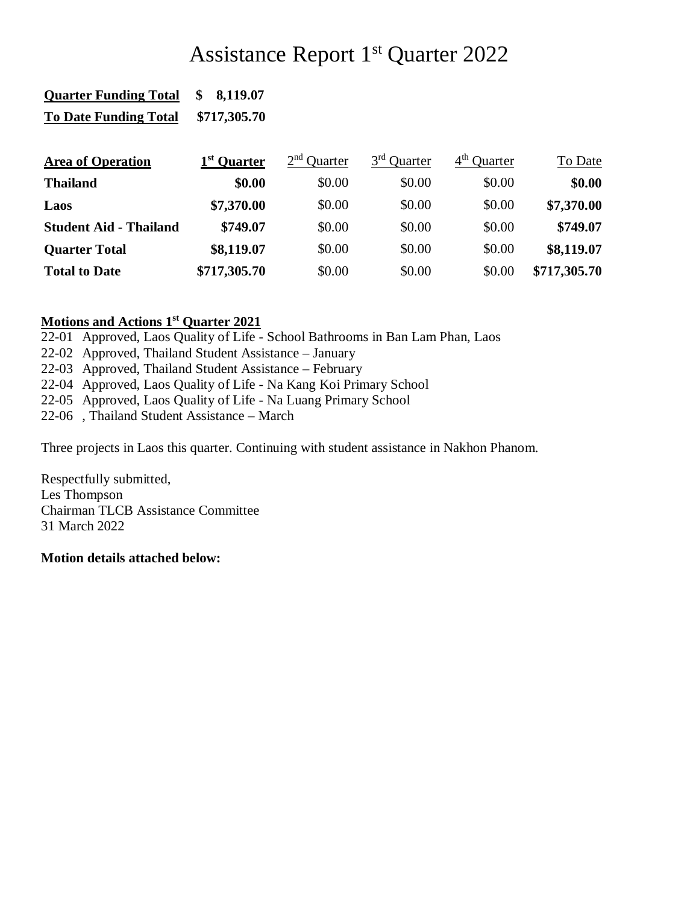# Assistance Report 1st Quarter 2022

**Quarter Funding Total** **$ 8,119.07**

**To Date Funding Total** **$717,305.70**

| Area of Operation | 1st Quarter | 2nd Quarter | 3rd Quarter | 4th Quarter | To Date |
|---|---|---|---|---|---|
| **Thailand** | **$0.00** | $0.00 | $0.00 | $0.00 | **$0.00** |
| **Laos** | **$7,370.00** | $0.00 | $0.00 | $0.00 | **$7,370.00** |
| **Student Aid - Thailand** | **$749.07** | $0.00 | $0.00 | $0.00 | **$749.07** |
| **Quarter Total** | **$8,119.07** | $0.00 | $0.00 | $0.00 | **$8,119.07** |
| **Total to Date** | **$717,305.70** | $0.00 | $0.00 | $0.00 | **$717,305.70** |

**Motions and Actions 1st Quarter 2021**

22-01 Approved, Laos Quality of Life - School Bathrooms in Ban Lam Phan, Laos
22-02 Approved, Thailand Student Assistance – January
22-03 Approved, Thailand Student Assistance – February
22-04 Approved, Laos Quality of Life - Na Kang Koi Primary School
22-05 Approved, Laos Quality of Life - Na Luang Primary School
22-06 , Thailand Student Assistance – March

Three projects in Laos this quarter. Continuing with student assistance in Nakhon Phanom.

Respectfully submitted,
Les Thompson
Chairman TLCB Assistance Committee
31 March 2022

**Motion details attached below:**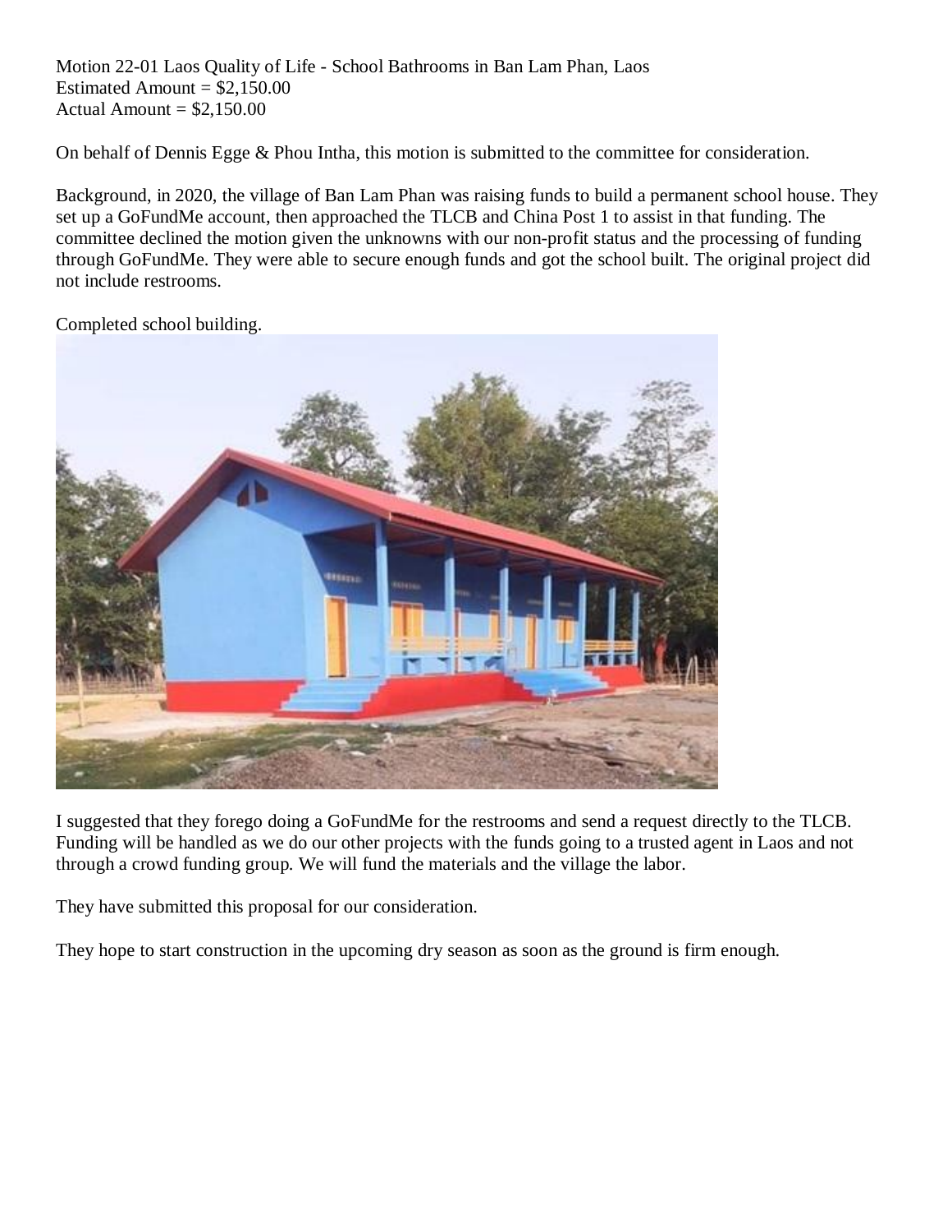Motion 22-01 Laos Quality of Life - School Bathrooms in Ban Lam Phan, Laos
Estimated Amount = $2,150.00
Actual Amount = $2,150.00

On behalf of Dennis Egge & Phou Intha, this motion is submitted to the committee for consideration.

Background, in 2020, the village of Ban Lam Phan was raising funds to build a permanent school house. They set up a GoFundMe account, then approached the TLCB and China Post 1 to assist in that funding. The committee declined the motion given the unknowns with our non-profit status and the processing of funding through GoFundMe. They were able to secure enough funds and got the school built. The original project did not include restrooms.

Completed school building.

I suggested that they forego doing a GoFundMe for the restrooms and send a request directly to the TLCB. Funding will be handled as we do our other projects with the funds going to a trusted agent in Laos and not through a crowd funding group. We will fund the materials and the village the labor.

They have submitted this proposal for our consideration.

They hope to start construction in the upcoming dry season as soon as the ground is firm enough.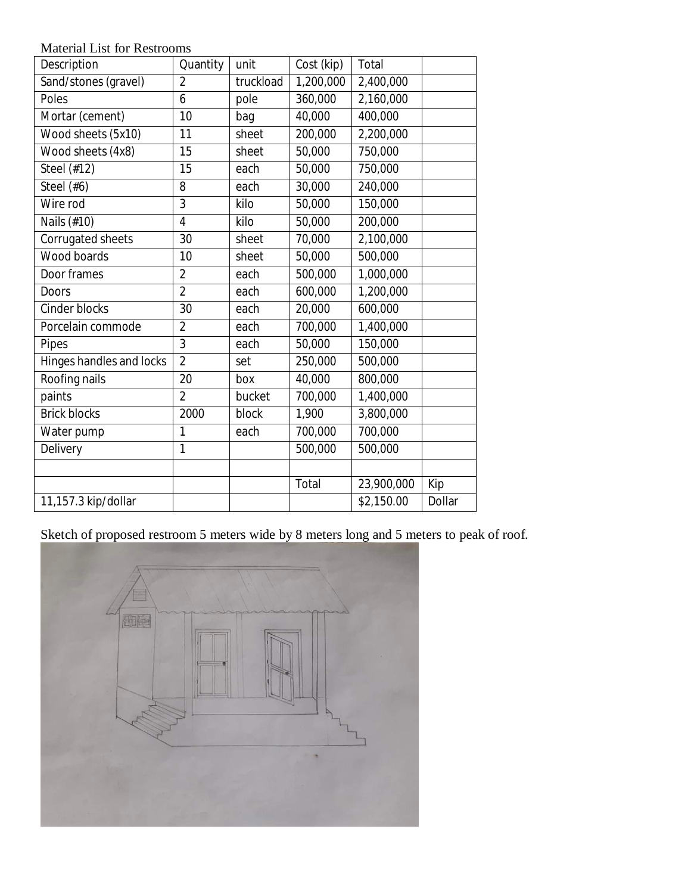Material List for Restrooms

| Description | Quantity | unit | Cost (kip) | Total | |
|---|---|---|---|---|---|
| Sand/stones (gravel) | 2 | truckload | 1,200,000 | 2,400,000 | |
| Poles | 6 | pole | 360,000 | 2,160,000 | |
| Mortar (cement) | 10 | bag | 40,000 | 400,000 | |
| Wood sheets (5x10) | 11 | sheet | 200,000 | 2,200,000 | |
| Wood sheets (4x8) | 15 | sheet | 50,000 | 750,000 | |
| Steel (#12) | 15 | each | 50,000 | 750,000 | |
| Steel (#6) | 8 | each | 30,000 | 240,000 | |
| Wire rod | 3 | kilo | 50,000 | 150,000 | |
| Nails (#10) | 4 | kilo | 50,000 | 200,000 | |
| Corrugated sheets | 30 | sheet | 70,000 | 2,100,000 | |
| Wood boards | 10 | sheet | 50,000 | 500,000 | |
| Door frames | 2 | each | 500,000 | 1,000,000 | |
| Doors | 2 | each | 600,000 | 1,200,000 | |
| Cinder blocks | 30 | each | 20,000 | 600,000 | |
| Porcelain commode | 2 | each | 700,000 | 1,400,000 | |
| Pipes | 3 | each | 50,000 | 150,000 | |
| Hinges handles and locks | 2 | set | 250,000 | 500,000 | |
| Roofing nails | 20 | box | 40,000 | 800,000 | |
| paints | 2 | bucket | 700,000 | 1,400,000 | |
| Brick blocks | 2000 | block | 1,900 | 3,800,000 | |
| Water pump | 1 | each | 700,000 | 700,000 | |
| Delivery | 1 | | 500,000 | 500,000 | |
| | | | | | |
| | | | Total | 23,900,000 | Kip |
| 11,157.3 kip/dollar | | | | $2,150.00 | Dollar |

Sketch of proposed restroom 5 meters wide by 8 meters long and 5 meters to peak of roof.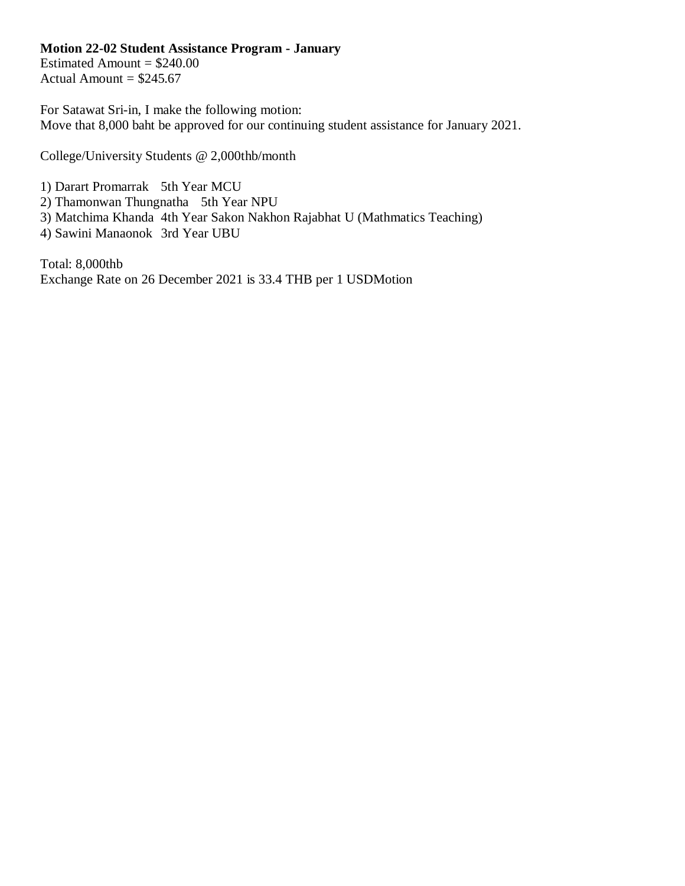**Motion 22-02 Student Assistance Program - January**
Estimated Amount = $240.00
Actual Amount = $245.67

For Satawat Sri-in, I make the following motion:
Move that 8,000 baht be approved for our continuing student assistance for January 2021.

College/University Students @ 2,000thb/month

1) Darart Promarrak 5th Year MCU
2) Thamonwan Thungnatha 5th Year NPU
3) Matchima Khanda 4th Year Sakon Nakhon Rajabhat U (Mathmatics Teaching)
4) Sawini Manaonok 3rd Year UBU

Total: 8,000thb
Exchange Rate on 26 December 2021 is 33.4 THB per 1 USDMotion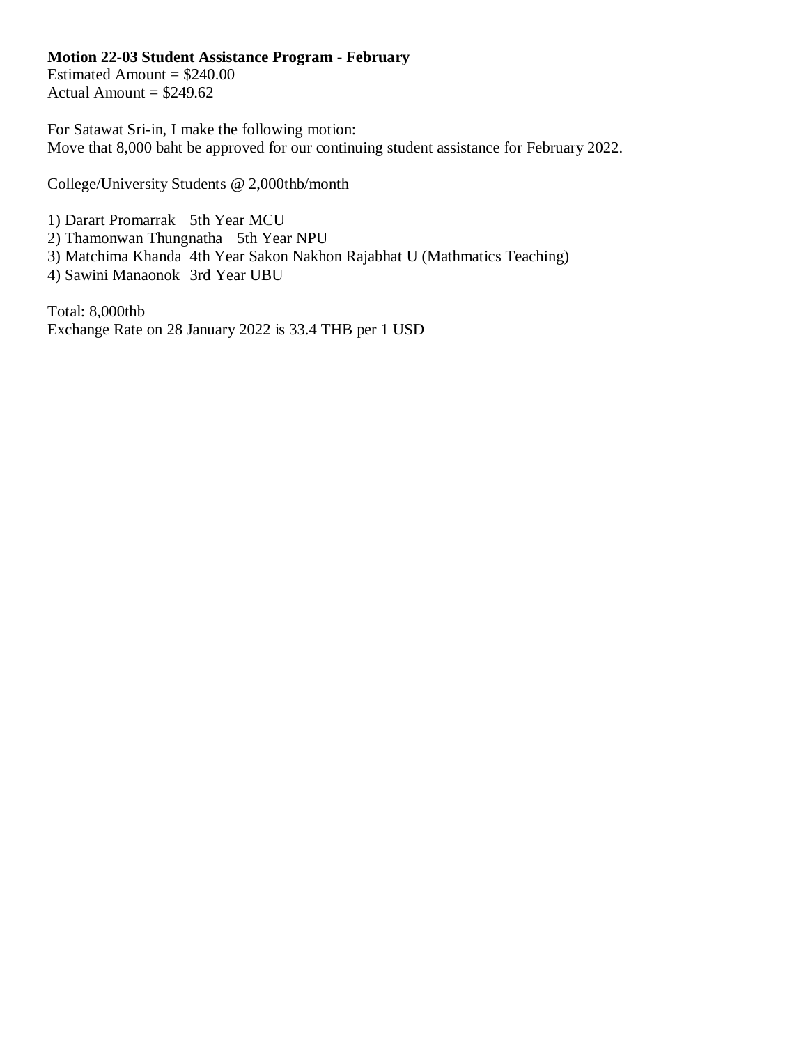**Motion 22-03 Student Assistance Program - February**
Estimated Amount = $240.00
Actual Amount = $249.62

For Satawat Sri-in, I make the following motion:
Move that 8,000 baht be approved for our continuing student assistance for February 2022.

College/University Students @ 2,000thb/month

1) Darart Promarrak 5th Year MCU
2) Thamonwan Thungnatha 5th Year NPU
3) Matchima Khanda 4th Year Sakon Nakhon Rajabhat U (Mathmatics Teaching)
4) Sawini Manaonok 3rd Year UBU

Total: 8,000thb
Exchange Rate on 28 January 2022 is 33.4 THB per 1 USD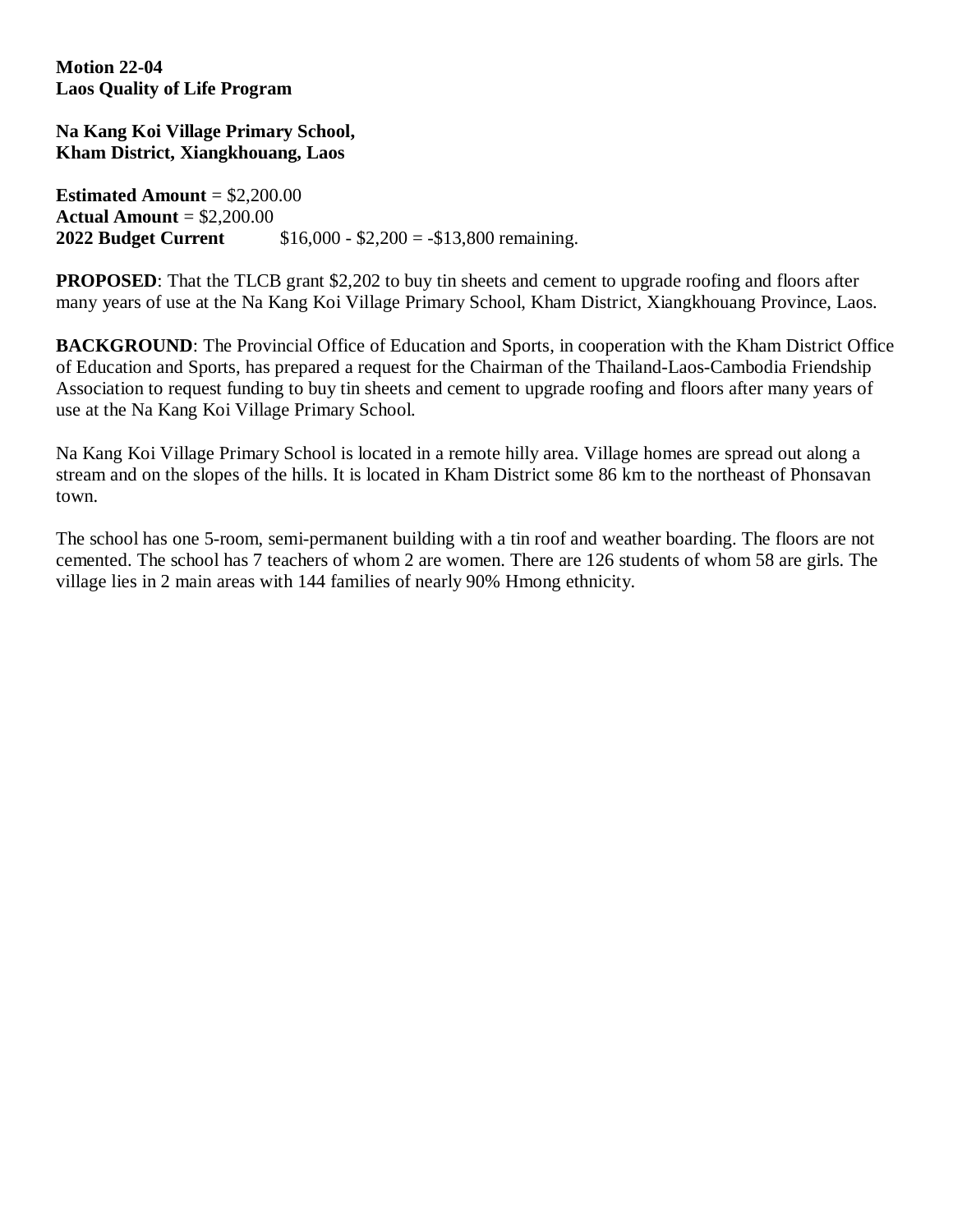**Motion 22-04**
**Laos Quality of Life Program**

**Na Kang Koi Village Primary School,**
**Kham District, Xiangkhouang, Laos**

**Estimated Amount** = $2,200.00
**Actual Amount** = $2,200.00
**2022 Budget Current** $16,000 - $2,200 = -$13,800 remaining.

**PROPOSED**: That the TLCB grant $2,202 to buy tin sheets and cement to upgrade roofing and floors after many years of use at the Na Kang Koi Village Primary School, Kham District, Xiangkhouang Province, Laos.

**BACKGROUND**: The Provincial Office of Education and Sports, in cooperation with the Kham District Office of Education and Sports, has prepared a request for the Chairman of the Thailand-Laos-Cambodia Friendship Association to request funding to buy tin sheets and cement to upgrade roofing and floors after many years of use at the Na Kang Koi Village Primary School.

Na Kang Koi Village Primary School is located in a remote hilly area. Village homes are spread out along a stream and on the slopes of the hills. It is located in Kham District some 86 km to the northeast of Phonsavan town.

The school has one 5-room, semi-permanent building with a tin roof and weather boarding. The floors are not cemented. The school has 7 teachers of whom 2 are women. There are 126 students of whom 58 are girls. The village lies in 2 main areas with 144 families of nearly 90% Hmong ethnicity.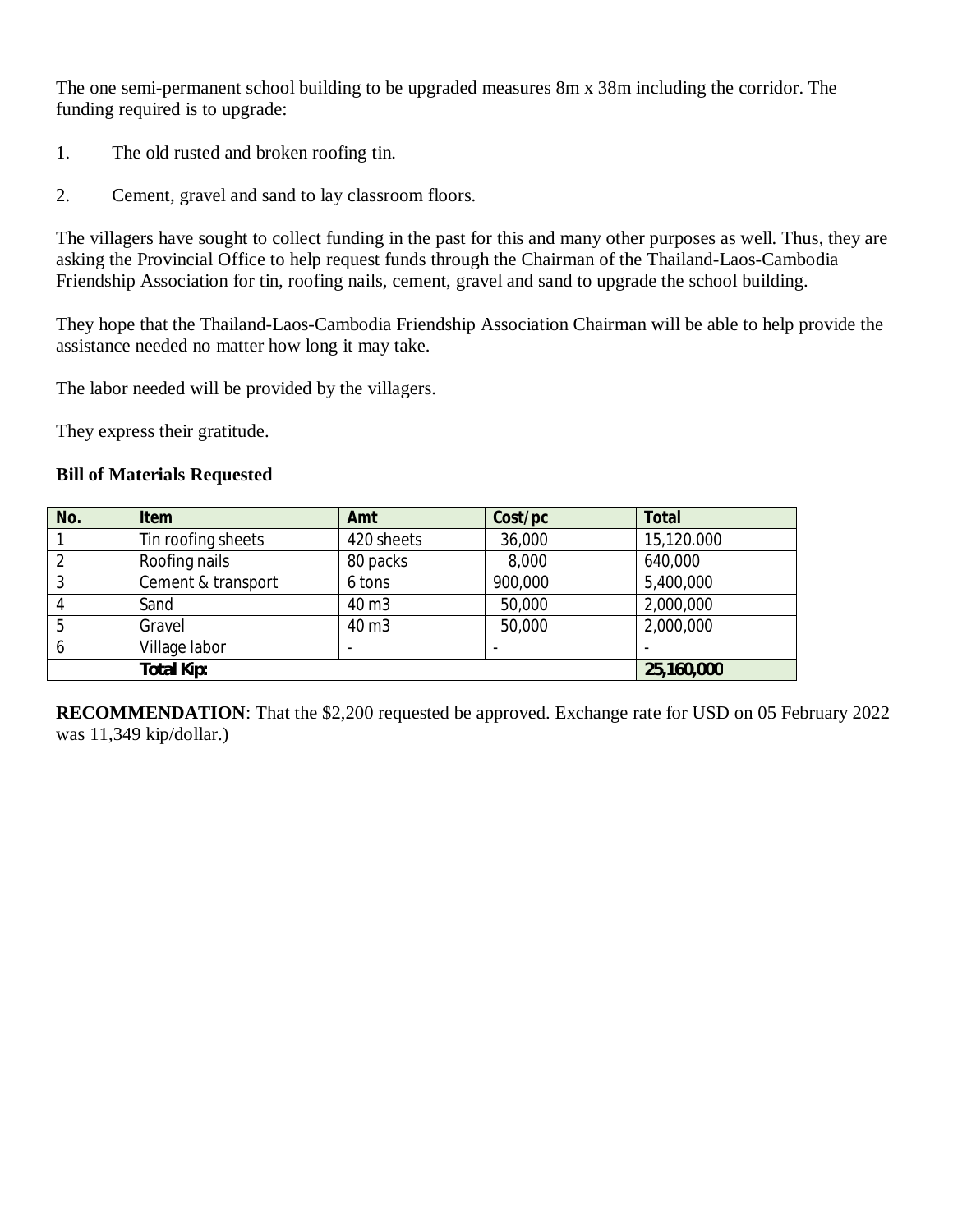The one semi-permanent school building to be upgraded measures 8m x 38m including the corridor. The funding required is to upgrade:

1. The old rusted and broken roofing tin.

2. Cement, gravel and sand to lay classroom floors.

The villagers have sought to collect funding in the past for this and many other purposes as well. Thus, they are asking the Provincial Office to help request funds through the Chairman of the Thailand-Laos-Cambodia Friendship Association for tin, roofing nails, cement, gravel and sand to upgrade the school building.

They hope that the Thailand-Laos-Cambodia Friendship Association Chairman will be able to help provide the assistance needed no matter how long it may take.

The labor needed will be provided by the villagers.

They express their gratitude.

**Bill of Materials Requested**

| No. | Item | Amt | Cost/pc | Total |
|---|---|---|---|---|
| 1 | Tin roofing sheets | 420 sheets | 36,000 | 15,120.000 |
| 2 | Roofing nails | 80 packs | 8,000 | 640,000 |
| 3 | Cement & transport | 6 tons | 900,000 | 5,400,000 |
| 4 | Sand | 40 m3 | 50,000 | 2,000,000 |
| 5 | Gravel | 40 m3 | 50,000 | 2,000,000 |
| 6 | Village labor | - | - | - |
| | **Total Kip:** | | | **25,160,000** |

**RECOMMENDATION**: That the $2,200 requested be approved. Exchange rate for USD on 05 February 2022 was 11,349 kip/dollar.)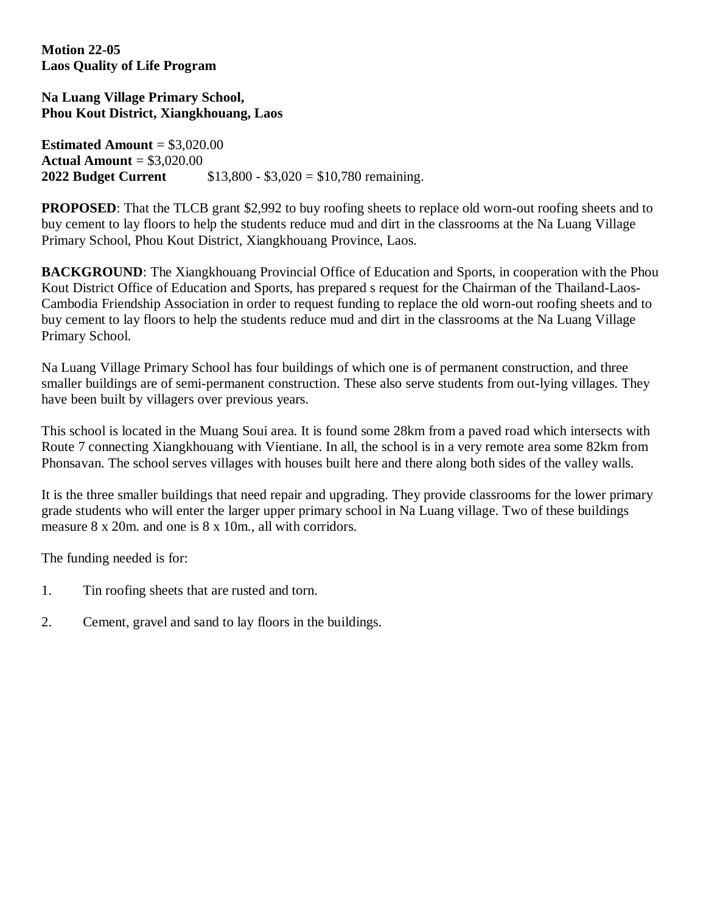**Motion 22-05**
**Laos Quality of Life Program**

**Na Luang Village Primary School,**
**Phou Kout District, Xiangkhouang, Laos**

**Estimated Amount** = $3,020.00
**Actual Amount** = $3,020.00
**2022 Budget Current** $13,800 - $3,020 = $10,780 remaining.

**PROPOSED**: That the TLCB grant $2,992 to buy roofing sheets to replace old worn-out roofing sheets and to buy cement to lay floors to help the students reduce mud and dirt in the classrooms at the Na Luang Village Primary School, Phou Kout District, Xiangkhouang Province, Laos.

**BACKGROUND**: The Xiangkhouang Provincial Office of Education and Sports, in cooperation with the Phou Kout District Office of Education and Sports, has prepared s request for the Chairman of the Thailand-Laos-Cambodia Friendship Association in order to request funding to replace the old worn-out roofing sheets and to buy cement to lay floors to help the students reduce mud and dirt in the classrooms at the Na Luang Village Primary School.

Na Luang Village Primary School has four buildings of which one is of permanent construction, and three smaller buildings are of semi-permanent construction. These also serve students from out-lying villages. They have been built by villagers over previous years.

This school is located in the Muang Soui area. It is found some 28km from a paved road which intersects with Route 7 connecting Xiangkhouang with Vientiane. In all, the school is in a very remote area some 82km from Phonsavan. The school serves villages with houses built here and there along both sides of the valley walls.

It is the three smaller buildings that need repair and upgrading. They provide classrooms for the lower primary grade students who will enter the larger upper primary school in Na Luang village. Two of these buildings measure 8 x 20m. and one is 8 x 10m., all with corridors.

The funding needed is for:

1. Tin roofing sheets that are rusted and torn.

2. Cement, gravel and sand to lay floors in the buildings.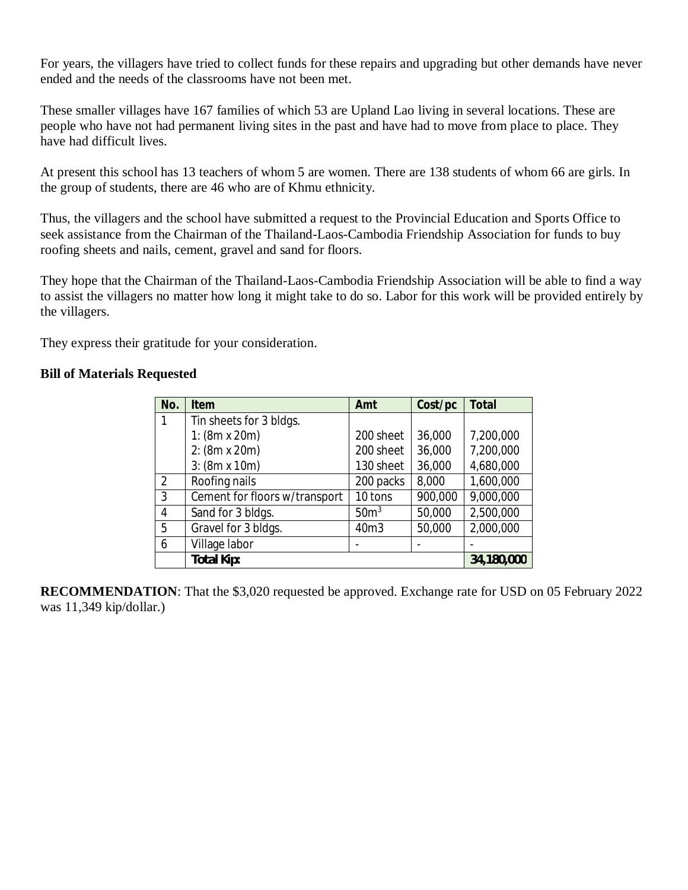For years, the villagers have tried to collect funds for these repairs and upgrading but other demands have never ended and the needs of the classrooms have not been met.

These smaller villages have 167 families of which 53 are Upland Lao living in several locations. These are people who have not had permanent living sites in the past and have had to move from place to place. They have had difficult lives.

At present this school has 13 teachers of whom 5 are women. There are 138 students of whom 66 are girls. In the group of students, there are 46 who are of Khmu ethnicity.

Thus, the villagers and the school have submitted a request to the Provincial Education and Sports Office to seek assistance from the Chairman of the Thailand-Laos-Cambodia Friendship Association for funds to buy roofing sheets and nails, cement, gravel and sand for floors.

They hope that the Chairman of the Thailand-Laos-Cambodia Friendship Association will be able to find a way to assist the villagers no matter how long it might take to do so. Labor for this work will be provided entirely by the villagers.

They express their gratitude for your consideration.

**Bill of Materials Requested**

| No. | Item | Amt | Cost/pc | Total |
|---|---|---|---|---|
| 1 | Tin sheets for 3 bldgs. | | | |
| | 1: (8m x 20m) | 200 sheet | 36,000 | 7,200,000 |
| | 2: (8m x 20m) | 200 sheet | 36,000 | 7,200,000 |
| | 3: (8m x 10m) | 130 sheet | 36,000 | 4,680,000 |
| 2 | Roofing nails | 200 packs | 8,000 | 1,600,000 |
| 3 | Cement for floors w/transport | 10 tons | 900,000 | 9,000,000 |
| 4 | Sand for 3 bldgs. | $50m^3$ | 50,000 | 2,500,000 |
| 5 | Gravel for 3 bldgs. | 40m3 | 50,000 | 2,000,000 |
| 6 | Village labor | - | - | - |
| | **Total Kip:** | | | **34,180,000** |

**RECOMMENDATION**: That the $3,020 requested be approved. Exchange rate for USD on 05 February 2022 was 11,349 kip/dollar.)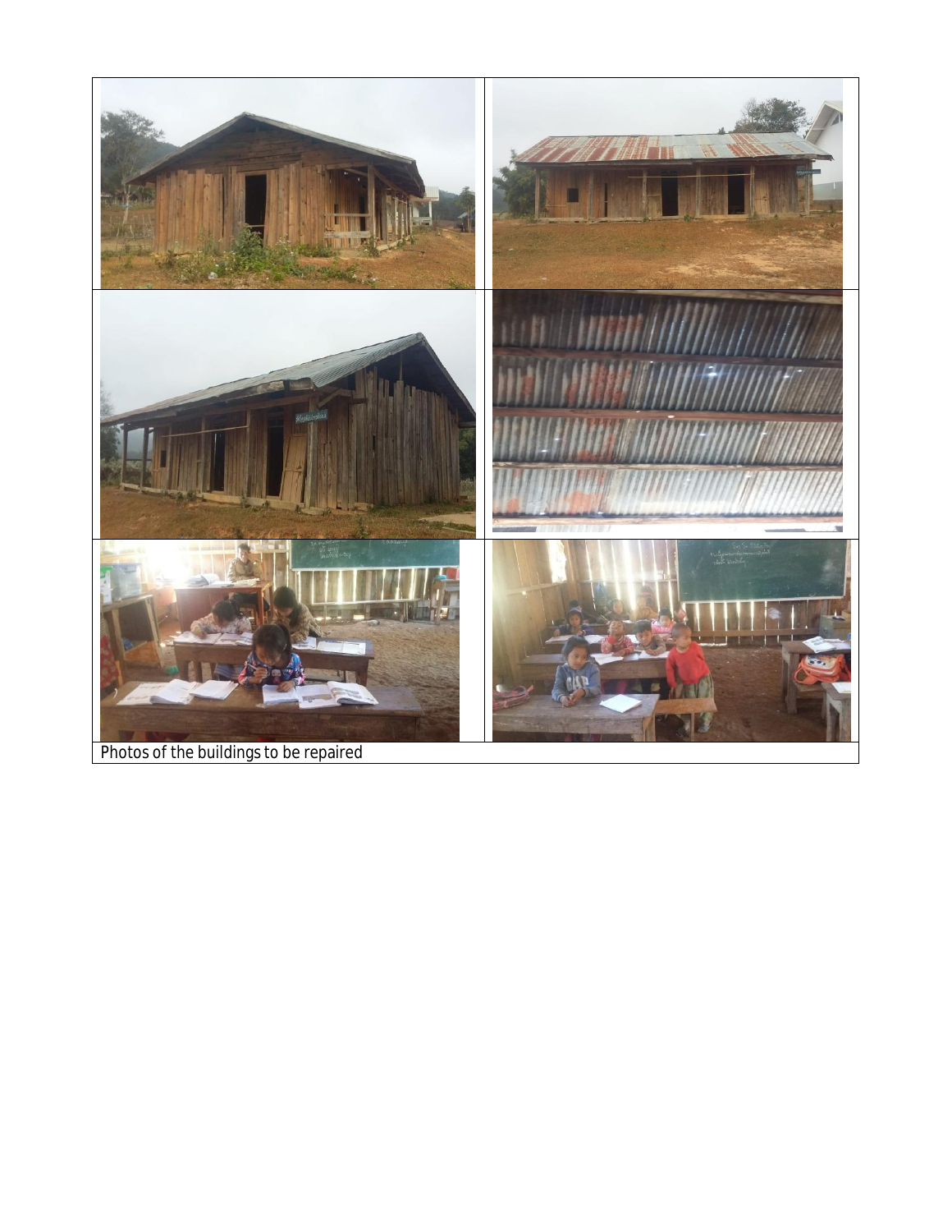Photos of the buildings to be repaired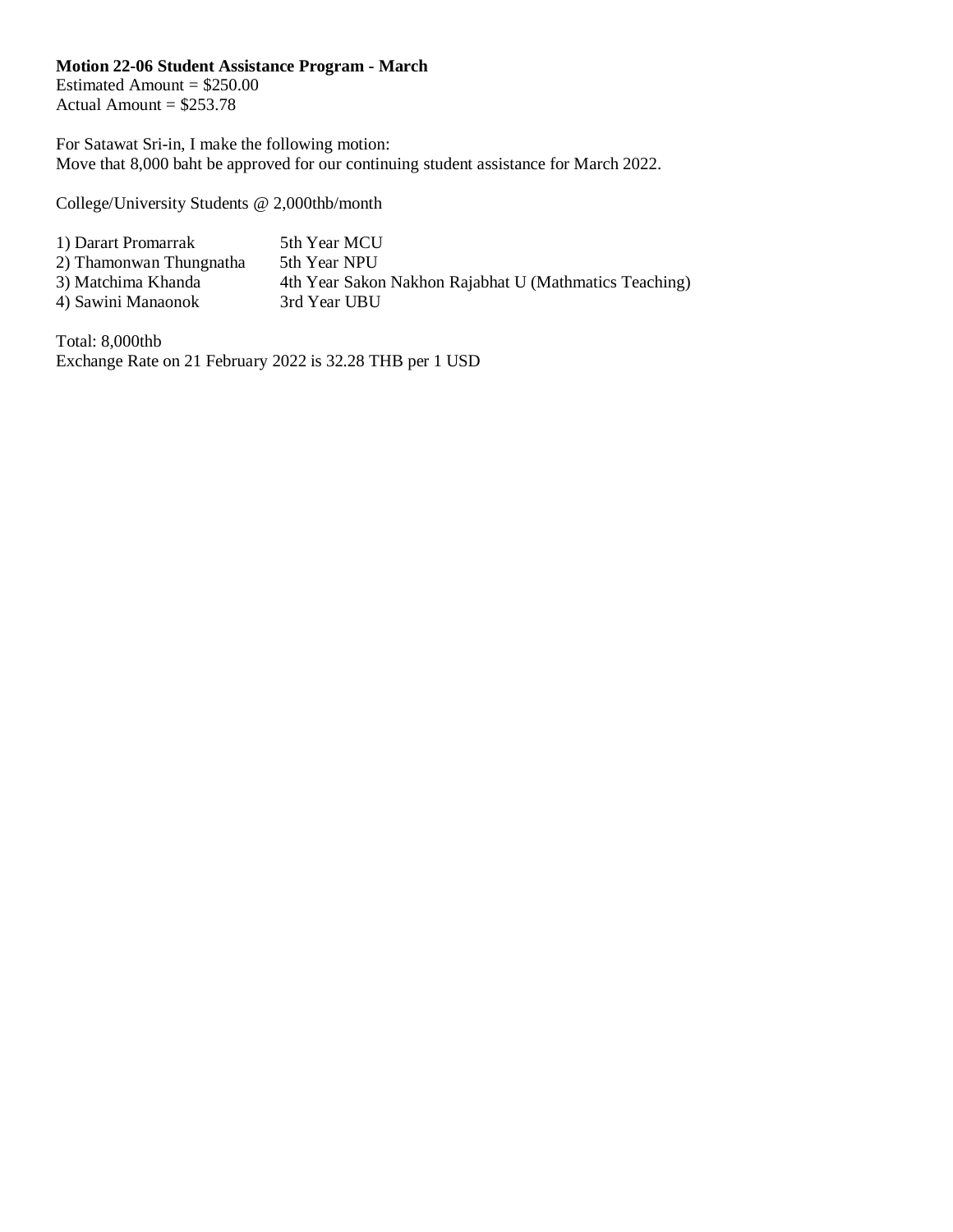**Motion 22-06 Student Assistance Program - March**
Estimated Amount = $250.00
Actual Amount = $253.78

For Satawat Sri-in, I make the following motion:
Move that 8,000 baht be approved for our continuing student assistance for March 2022.

College/University Students @ 2,000thb/month

| | |
|---|---|
| 1) Darart Promarrak | 5th Year MCU |
| 2) Thamonwan Thungnatha | 5th Year NPU |
| 3) Matchima Khanda | 4th Year Sakon Nakhon Rajabhat U (Mathmatics Teaching) |
| 4) Sawini Manaonok | 3rd Year UBU |

Total: 8,000thb
Exchange Rate on 21 February 2022 is 32.28 THB per 1 USD